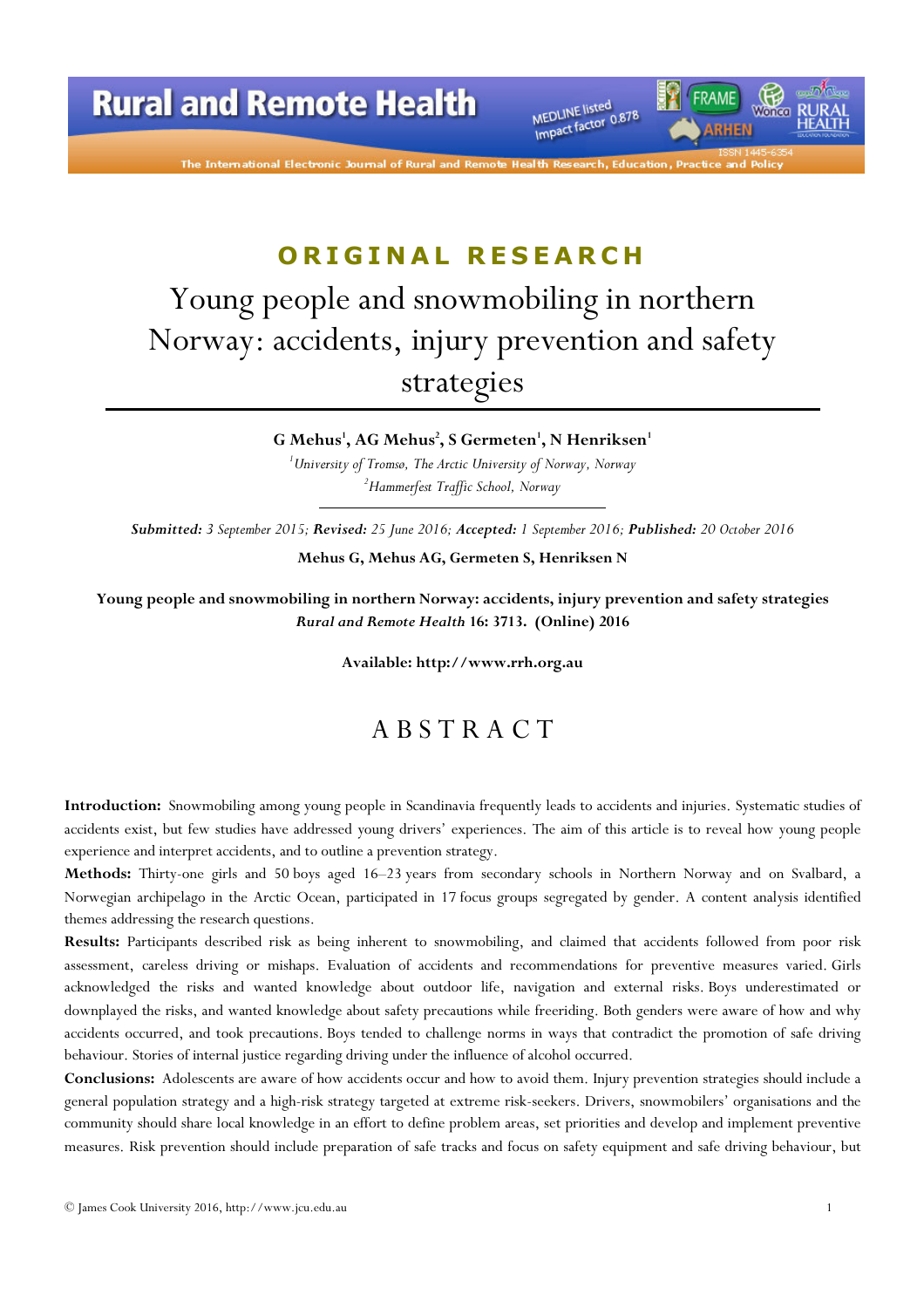ORIGINAL RESEARCH

# Young people and snowmobiling in northern Norway: accidents, injury prevention and safety strategies

**G Mehus[1], AG Mehus[2], S Germeten[1], N Henriksen[1]**

[1]*University of Tromsø, The Arctic University of Norway, Norway*
[2]*Hammerfest Traffic School, Norway*

***Submitted:** 3 September 2015; **Revised:** 25 June 2016; **Accepted:** 1 September 2016; **Published:** 20 October 2016*

**Mehus G, Mehus AG, Germeten S, Henriksen N**

**Young people and snowmobiling in northern Norway: accidents, injury prevention and safety strategies**
***Rural and Remote Health* 16: 3713. (Online) 2016**

**Available: http://www.rrh.org.au**

## ABSTRACT

**Introduction:** Snowmobiling among young people in Scandinavia frequently leads to accidents and injuries. Systematic studies of accidents exist, but few studies have addressed young drivers' experiences. The aim of this article is to reveal how young people experience and interpret accidents, and to outline a prevention strategy.

**Methods:** Thirty-one girls and 50 boys aged 16–23 years from secondary schools in Northern Norway and on Svalbard, a Norwegian archipelago in the Arctic Ocean, participated in 17 focus groups segregated by gender. A content analysis identified themes addressing the research questions.

**Results:** Participants described risk as being inherent to snowmobiling, and claimed that accidents followed from poor risk assessment, careless driving or mishaps. Evaluation of accidents and recommendations for preventive measures varied. Girls acknowledged the risks and wanted knowledge about outdoor life, navigation and external risks. Boys underestimated or downplayed the risks, and wanted knowledge about safety precautions while freeriding. Both genders were aware of how and why accidents occurred, and took precautions. Boys tended to challenge norms in ways that contradict the promotion of safe driving behaviour. Stories of internal justice regarding driving under the influence of alcohol occurred.

**Conclusions:** Adolescents are aware of how accidents occur and how to avoid them. Injury prevention strategies should include a general population strategy and a high-risk strategy targeted at extreme risk-seekers. Drivers, snowmobilers' organisations and the community should share local knowledge in an effort to define problem areas, set priorities and develop and implement preventive measures. Risk prevention should include preparation of safe tracks and focus on safety equipment and safe driving behaviour, but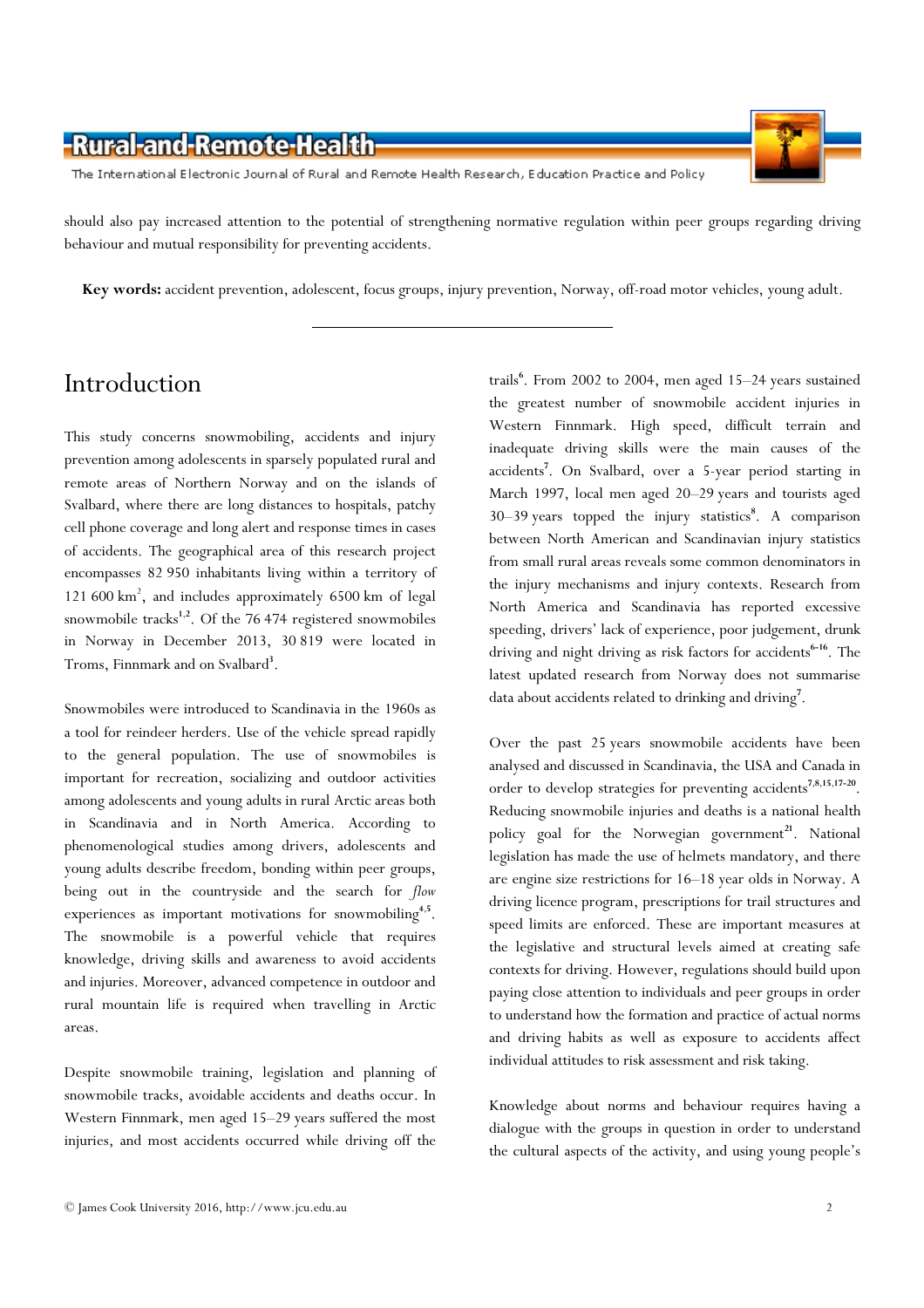should also pay increased attention to the potential of strengthening normative regulation within peer groups regarding driving behaviour and mutual responsibility for preventing accidents.

**Key words:** accident prevention, adolescent, focus groups, injury prevention, Norway, off-road motor vehicles, young adult.

## Introduction

This study concerns snowmobiling, accidents and injury prevention among adolescents in sparsely populated rural and remote areas of Northern Norway and on the islands of Svalbard, where there are long distances to hospitals, patchy cell phone coverage and long alert and response times in cases of accidents. The geographical area of this research project encompasses 82 950 inhabitants living within a territory of 121 600 km$^2$, and includes approximately 6500 km of legal snowmobile tracks[1,2]. Of the 76 474 registered snowmobiles in Norway in December 2013, 30 819 were located in Troms, Finnmark and on Svalbard[3].

Snowmobiles were introduced to Scandinavia in the 1960s as a tool for reindeer herders. Use of the vehicle spread rapidly to the general population. The use of snowmobiles is important for recreation, socializing and outdoor activities among adolescents and young adults in rural Arctic areas both in Scandinavia and in North America. According to phenomenological studies among drivers, adolescents and young adults describe freedom, bonding within peer groups, being out in the countryside and the search for *flow* experiences as important motivations for snowmobiling[4,5]. The snowmobile is a powerful vehicle that requires knowledge, driving skills and awareness to avoid accidents and injuries. Moreover, advanced competence in outdoor and rural mountain life is required when travelling in Arctic areas.

Despite snowmobile training, legislation and planning of snowmobile tracks, avoidable accidents and deaths occur. In Western Finnmark, men aged 15–29 years suffered the most injuries, and most accidents occurred while driving off the trails[6]. From 2002 to 2004, men aged 15–24 years sustained the greatest number of snowmobile accident injuries in Western Finnmark. High speed, difficult terrain and inadequate driving skills were the main causes of the accidents[7]. On Svalbard, over a 5-year period starting in March 1997, local men aged 20–29 years and tourists aged 30–39 years topped the injury statistics[8]. A comparison between North American and Scandinavian injury statistics from small rural areas reveals some common denominators in the injury mechanisms and injury contexts. Research from North America and Scandinavia has reported excessive speeding, drivers' lack of experience, poor judgement, drunk driving and night driving as risk factors for accidents[6-16]. The latest updated research from Norway does not summarise data about accidents related to drinking and driving[7].

Over the past 25 years snowmobile accidents have been analysed and discussed in Scandinavia, the USA and Canada in order to develop strategies for preventing accidents[7,8,15,17-20]. Reducing snowmobile injuries and deaths is a national health policy goal for the Norwegian government[21]. National legislation has made the use of helmets mandatory, and there are engine size restrictions for 16–18 year olds in Norway. A driving licence program, prescriptions for trail structures and speed limits are enforced. These are important measures at the legislative and structural levels aimed at creating safe contexts for driving. However, regulations should build upon paying close attention to individuals and peer groups in order to understand how the formation and practice of actual norms and driving habits as well as exposure to accidents affect individual attitudes to risk assessment and risk taking.

Knowledge about norms and behaviour requires having a dialogue with the groups in question in order to understand the cultural aspects of the activity, and using young people's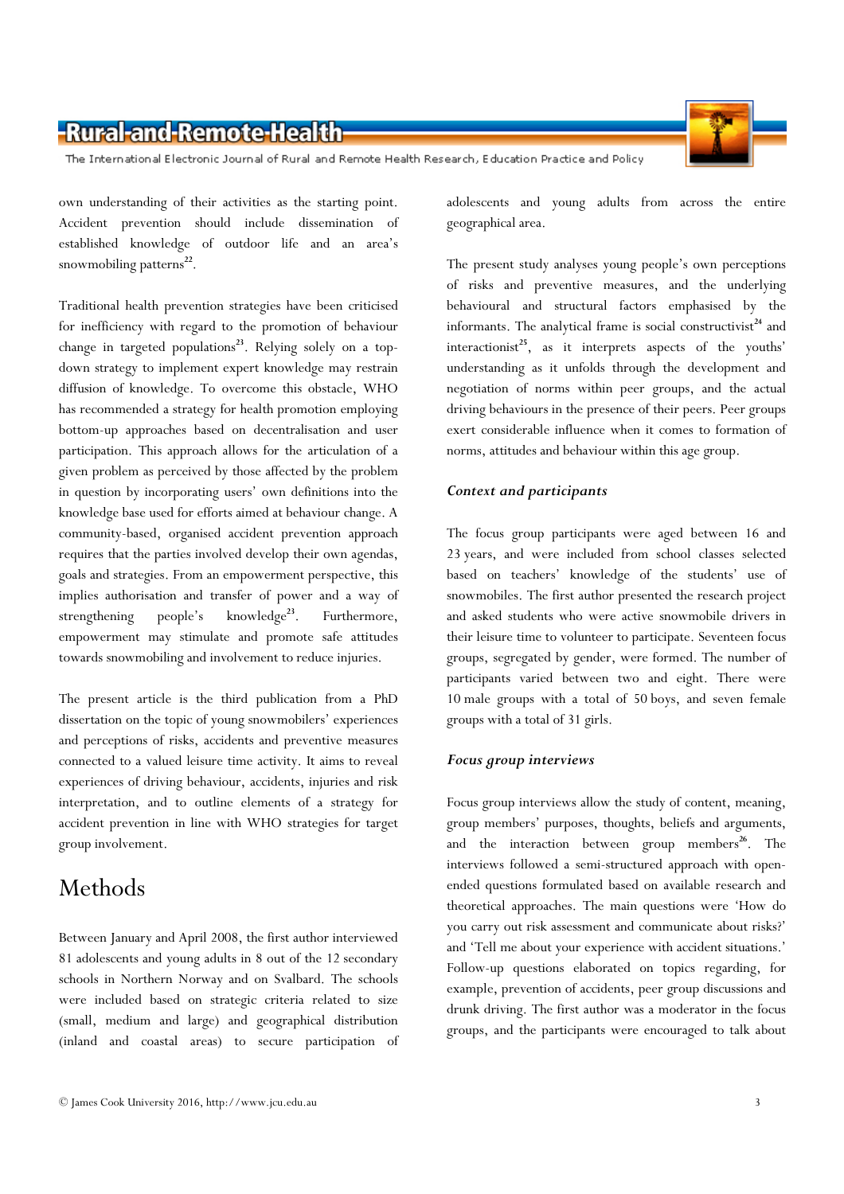own understanding of their activities as the starting point. Accident prevention should include dissemination of established knowledge of outdoor life and an area's snowmobiling patterns[22].

Traditional health prevention strategies have been criticised for inefficiency with regard to the promotion of behaviour change in targeted populations[23]. Relying solely on a top-down strategy to implement expert knowledge may restrain diffusion of knowledge. To overcome this obstacle, WHO has recommended a strategy for health promotion employing bottom-up approaches based on decentralisation and user participation. This approach allows for the articulation of a given problem as perceived by those affected by the problem in question by incorporating users' own definitions into the knowledge base used for efforts aimed at behaviour change. A community-based, organised accident prevention approach requires that the parties involved develop their own agendas, goals and strategies. From an empowerment perspective, this implies authorisation and transfer of power and a way of strengthening people's knowledge[23]. Furthermore, empowerment may stimulate and promote safe attitudes towards snowmobiling and involvement to reduce injuries.

The present article is the third publication from a PhD dissertation on the topic of young snowmobilers' experiences and perceptions of risks, accidents and preventive measures connected to a valued leisure time activity. It aims to reveal experiences of driving behaviour, accidents, injuries and risk interpretation, and to outline elements of a strategy for accident prevention in line with WHO strategies for target group involvement.

# Methods

Between January and April 2008, the first author interviewed 81 adolescents and young adults in 8 out of the 12 secondary schools in Northern Norway and on Svalbard. The schools were included based on strategic criteria related to size (small, medium and large) and geographical distribution (inland and coastal areas) to secure participation of adolescents and young adults from across the entire geographical area.

The present study analyses young people's own perceptions of risks and preventive measures, and the underlying behavioural and structural factors emphasised by the informants. The analytical frame is social constructivist[24] and interactionist[25], as it interprets aspects of the youths' understanding as it unfolds through the development and negotiation of norms within peer groups, and the actual driving behaviours in the presence of their peers. Peer groups exert considerable influence when it comes to formation of norms, attitudes and behaviour within this age group.

### *Context and participants*

The focus group participants were aged between 16 and 23 years, and were included from school classes selected based on teachers' knowledge of the students' use of snowmobiles. The first author presented the research project and asked students who were active snowmobile drivers in their leisure time to volunteer to participate. Seventeen focus groups, segregated by gender, were formed. The number of participants varied between two and eight. There were 10 male groups with a total of 50 boys, and seven female groups with a total of 31 girls.

### *Focus group interviews*

Focus group interviews allow the study of content, meaning, group members' purposes, thoughts, beliefs and arguments, and the interaction between group members[26]. The interviews followed a semi-structured approach with open-ended questions formulated based on available research and theoretical approaches. The main questions were 'How do you carry out risk assessment and communicate about risks?' and 'Tell me about your experience with accident situations.' Follow-up questions elaborated on topics regarding, for example, prevention of accidents, peer group discussions and drunk driving. The first author was a moderator in the focus groups, and the participants were encouraged to talk about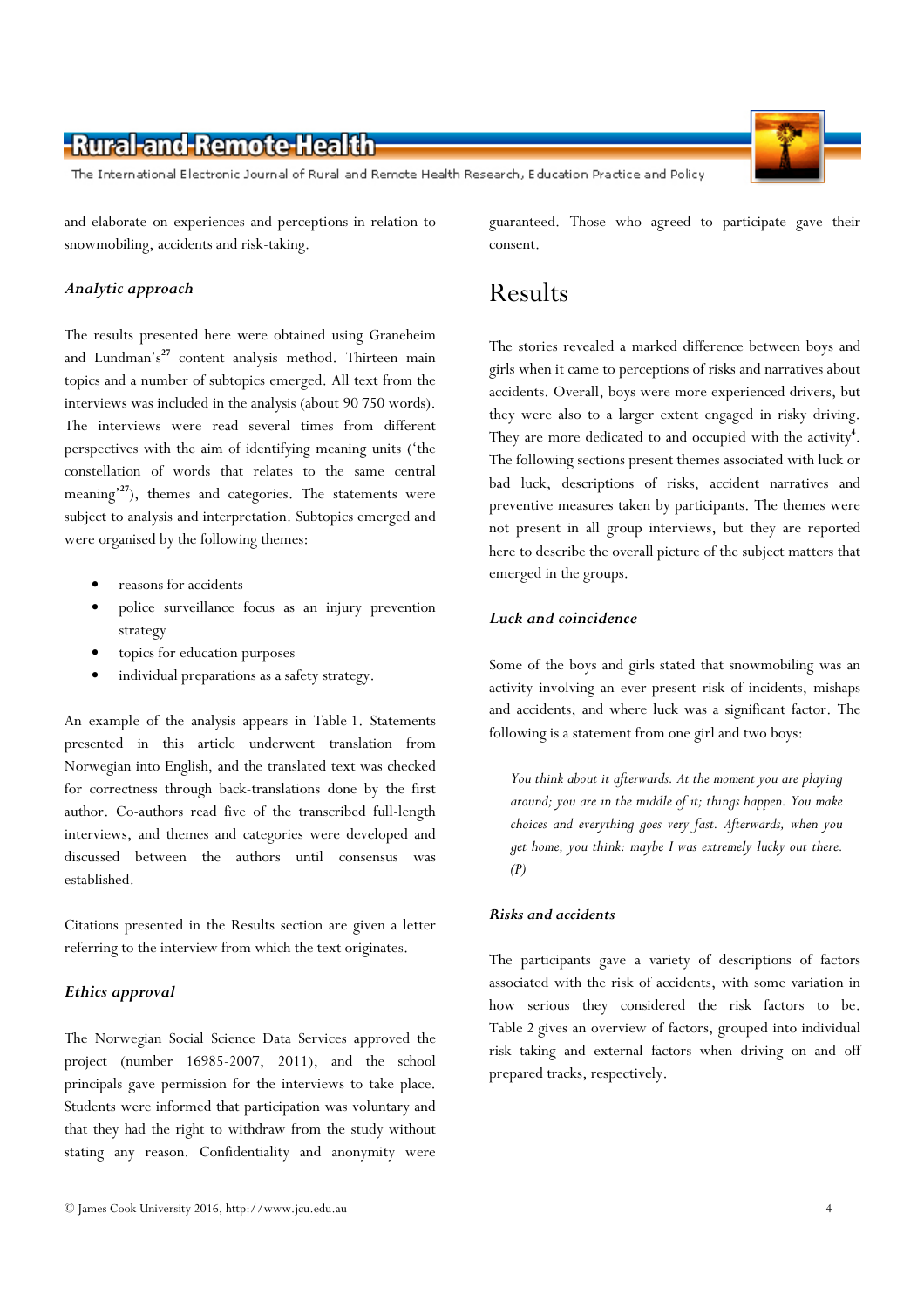and elaborate on experiences and perceptions in relation to snowmobiling, accidents and risk-taking.

### *Analytic approach*

The results presented here were obtained using Graneheim and Lundman's[27] content analysis method. Thirteen main topics and a number of subtopics emerged. All text from the interviews was included in the analysis (about 90 750 words). The interviews were read several times from different perspectives with the aim of identifying meaning units ('the constellation of words that relates to the same central meaning'[27]), themes and categories. The statements were subject to analysis and interpretation. Subtopics emerged and were organised by the following themes:

- reasons for accidents
- police surveillance focus as an injury prevention strategy
- topics for education purposes
- individual preparations as a safety strategy.

An example of the analysis appears in Table 1. Statements presented in this article underwent translation from Norwegian into English, and the translated text was checked for correctness through back-translations done by the first author. Co-authors read five of the transcribed full-length interviews, and themes and categories were developed and discussed between the authors until consensus was established.

Citations presented in the Results section are given a letter referring to the interview from which the text originates.

### *Ethics approval*

The Norwegian Social Science Data Services approved the project (number 16985-2007, 2011), and the school principals gave permission for the interviews to take place. Students were informed that participation was voluntary and that they had the right to withdraw from the study without stating any reason. Confidentiality and anonymity were guaranteed. Those who agreed to participate gave their consent.

## Results

The stories revealed a marked difference between boys and girls when it came to perceptions of risks and narratives about accidents. Overall, boys were more experienced drivers, but they were also to a larger extent engaged in risky driving. They are more dedicated to and occupied with the activity[4]. The following sections present themes associated with luck or bad luck, descriptions of risks, accident narratives and preventive measures taken by participants. The themes were not present in all group interviews, but they are reported here to describe the overall picture of the subject matters that emerged in the groups.

### *Luck and coincidence*

Some of the boys and girls stated that snowmobiling was an activity involving an ever-present risk of incidents, mishaps and accidents, and where luck was a significant factor. The following is a statement from one girl and two boys:

> *You think about it afterwards. At the moment you are playing around; you are in the middle of it; things happen. You make choices and everything goes very fast. Afterwards, when you get home, you think: maybe I was extremely lucky out there. (P)*

### *Risks and accidents*

The participants gave a variety of descriptions of factors associated with the risk of accidents, with some variation in how serious they considered the risk factors to be. Table 2 gives an overview of factors, grouped into individual risk taking and external factors when driving on and off prepared tracks, respectively.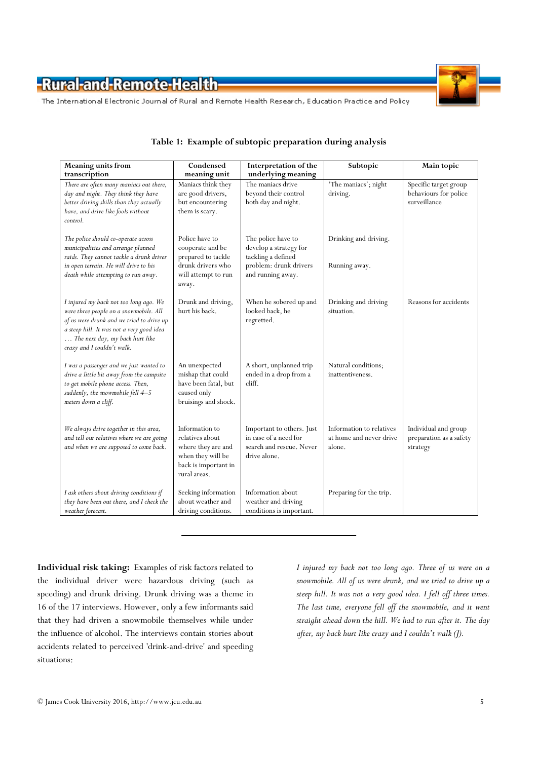**Table 1: Example of subtopic preparation during analysis**

| Meaning units from transcription | Condensed meaning unit | Interpretation of the underlying meaning | Subtopic | Main topic |
|---|---|---|---|---|
| *There are often many maniacs out there, day and night. They think they have better driving skills than they actually have, and drive like fools without control.* | Maniacs think they are good drivers, but encountering them is scary. | The maniacs drive beyond their control both day and night. | 'The maniacs'; night driving. | Specific target group behaviours for police surveillance |
| *The police should co-operate across municipalities and arrange planned raids. They cannot tackle a drunk driver in open terrain. He will drive to his death while attempting to run away.* | Police have to cooperate and be prepared to tackle drunk drivers who will attempt to run away. | The police have to develop a strategy for tackling a defined problem: drunk drivers and running away. | Drinking and driving. Running away. | |
| *I injured my back not too long ago. We were three people on a snowmobile. All of us were drunk and we tried to drive up a steep hill. It was not a very good idea … The next day, my back hurt like crazy and I couldn't walk.* | Drunk and driving, hurt his back. | When he sobered up and looked back, he regretted. | Drinking and driving situation. | Reasons for accidents |
| *I was a passenger and we just wanted to drive a little bit away from the campsite to get mobile phone access. Then, suddenly, the snowmobile fell 4–5 meters down a cliff.* | An unexpected mishap that could have been fatal, but caused only bruisings and shock. | A short, unplanned trip ended in a drop from a cliff. | Natural conditions; inattentiveness. | |
| *We always drive together in this area, and tell our relatives where we are going and when we are supposed to come back.* | Information to relatives about where they are and when they will be back is important in rural areas. | Important to others. Just in case of a need for search and rescue. Never drive alone. | Information to relatives at home and never drive alone. | Individual and group preparation as a safety strategy |
| *I ask others about driving conditions if they have been out there, and I check the weather forecast.* | Seeking information about weather and driving conditions. | Information about weather and driving conditions is important. | Preparing for the trip. | |

**Individual risk taking:** Examples of risk factors related to the individual driver were hazardous driving (such as speeding) and drunk driving. Drunk driving was a theme in 16 of the 17 interviews. However, only a few informants said that they had driven a snowmobile themselves while under the influence of alcohol. The interviews contain stories about accidents related to perceived 'drink-and-drive' and speeding situations:

*I injured my back not too long ago. Three of us were on a snowmobile. All of us were drunk, and we tried to drive up a steep hill. It was not a very good idea. I fell off three times. The last time, everyone fell off the snowmobile, and it went straight ahead down the hill. We had to run after it. The day after, my back hurt like crazy and I couldn't walk (J).*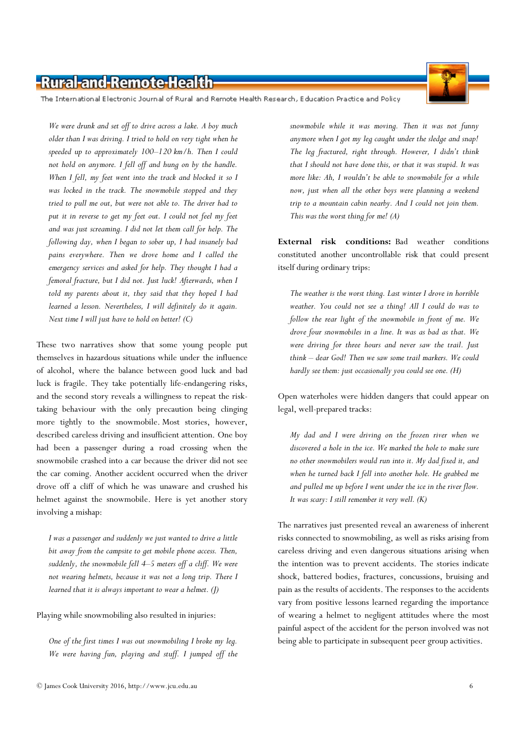*We were drunk and set off to drive across a lake. A boy much older than I was driving. I tried to hold on very tight when he speeded up to approximately 100–120 km/h. Then I could not hold on anymore. I fell off and hung on by the handle. When I fell, my feet went into the track and blocked it so I was locked in the track. The snowmobile stopped and they tried to pull me out, but were not able to. The driver had to put it in reverse to get my feet out. I could not feel my feet and was just screaming. I did not let them call for help. The following day, when I began to sober up, I had insanely bad pains everywhere. Then we drove home and I called the emergency services and asked for help. They thought I had a femoral fracture, but I did not. Just luck! Afterwards, when I told my parents about it, they said that they hoped I had learned a lesson. Nevertheless, I will definitely do it again. Next time I will just have to hold on better! (C)*

These two narratives show that some young people put themselves in hazardous situations while under the influence of alcohol, where the balance between good luck and bad luck is fragile. They take potentially life-endangering risks, and the second story reveals a willingness to repeat the risk-taking behaviour with the only precaution being clinging more tightly to the snowmobile. Most stories, however, described careless driving and insufficient attention. One boy had been a passenger during a road crossing when the snowmobile crashed into a car because the driver did not see the car coming. Another accident occurred when the driver drove off a cliff of which he was unaware and crushed his helmet against the snowmobile. Here is yet another story involving a mishap:

*I was a passenger and suddenly we just wanted to drive a little bit away from the campsite to get mobile phone access. Then, suddenly, the snowmobile fell 4–5 meters off a cliff. We were not wearing helmets, because it was not a long trip. There I learned that it is always important to wear a helmet. (J)*

Playing while snowmobiling also resulted in injuries:

*One of the first times I was out snowmobiling I broke my leg. We were having fun, playing and stuff. I jumped off the snowmobile while it was moving. Then it was not funny anymore when I got my leg caught under the sledge and snap! The leg fractured, right through. However, I didn't think that I should not have done this, or that it was stupid. It was more like: Ah, I wouldn't be able to snowmobile for a while now, just when all the other boys were planning a weekend trip to a mountain cabin nearby. And I could not join them. This was the worst thing for me! (A)*

**External risk conditions:** Bad weather conditions constituted another uncontrollable risk that could present itself during ordinary trips:

*The weather is the worst thing. Last winter I drove in horrible weather. You could not see a thing! All I could do was to follow the rear light of the snowmobile in front of me. We drove four snowmobiles in a line. It was as bad as that. We were driving for three hours and never saw the trail. Just think – dear God! Then we saw some trail markers. We could hardly see them: just occasionally you could see one. (H)*

Open waterholes were hidden dangers that could appear on legal, well-prepared tracks:

*My dad and I were driving on the frozen river when we discovered a hole in the ice. We marked the hole to make sure no other snowmobilers would run into it. My dad fixed it, and when he turned back I fell into another hole. He grabbed me and pulled me up before I went under the ice in the river flow. It was scary: I still remember it very well. (K)*

The narratives just presented reveal an awareness of inherent risks connected to snowmobiling, as well as risks arising from careless driving and even dangerous situations arising when the intention was to prevent accidents. The stories indicate shock, battered bodies, fractures, concussions, bruising and pain as the results of accidents. The responses to the accidents vary from positive lessons learned regarding the importance of wearing a helmet to negligent attitudes where the most painful aspect of the accident for the person involved was not being able to participate in subsequent peer group activities.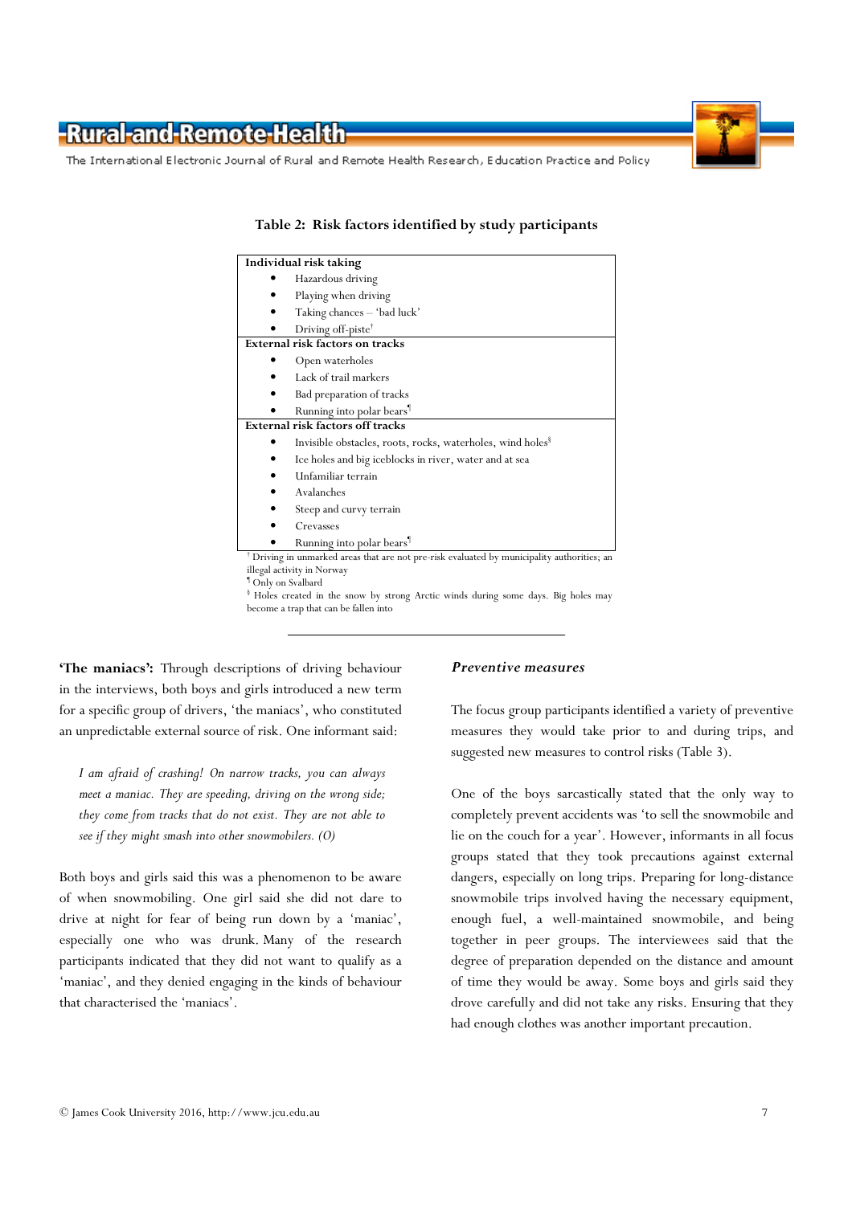**Table 2: Risk factors identified by study participants**

| **Individual risk taking** |
|---|
| • Hazardous driving |
| • Playing when driving |
| • Taking chances – 'bad luck' |
| • Driving off-piste† |
| **External risk factors on tracks** |
| • Open waterholes |
| • Lack of trail markers |
| • Bad preparation of tracks |
| • Running into polar bears¶ |
| **External risk factors off tracks** |
| • Invisible obstacles, roots, rocks, waterholes, wind holes§ |
| • Ice holes and big iceblocks in river, water and at sea |
| • Unfamiliar terrain |
| • Avalanches |
| • Steep and curvy terrain |
| • Crevasses |
| • Running into polar bears¶ |

† Driving in unmarked areas that are not pre-risk evaluated by municipality authorities; an illegal activity in Norway
¶ Only on Svalbard
§ Holes created in the snow by strong Arctic winds during some days. Big holes may become a trap that can be fallen into

**'The maniacs':** Through descriptions of driving behaviour in the interviews, both boys and girls introduced a new term for a specific group of drivers, 'the maniacs', who constituted an unpredictable external source of risk. One informant said:

> *I am afraid of crashing! On narrow tracks, you can always meet a maniac. They are speeding, driving on the wrong side; they come from tracks that do not exist. They are not able to see if they might smash into other snowmobilers. (O)*

Both boys and girls said this was a phenomenon to be aware of when snowmobiling. One girl said she did not dare to drive at night for fear of being run down by a 'maniac', especially one who was drunk. Many of the research participants indicated that they did not want to qualify as a 'maniac', and they denied engaging in the kinds of behaviour that characterised the 'maniacs'.

### *Preventive measures*

The focus group participants identified a variety of preventive measures they would take prior to and during trips, and suggested new measures to control risks (Table 3).

One of the boys sarcastically stated that the only way to completely prevent accidents was 'to sell the snowmobile and lie on the couch for a year'. However, informants in all focus groups stated that they took precautions against external dangers, especially on long trips. Preparing for long-distance snowmobile trips involved having the necessary equipment, enough fuel, a well-maintained snowmobile, and being together in peer groups. The interviewees said that the degree of preparation depended on the distance and amount of time they would be away. Some boys and girls said they drove carefully and did not take any risks. Ensuring that they had enough clothes was another important precaution.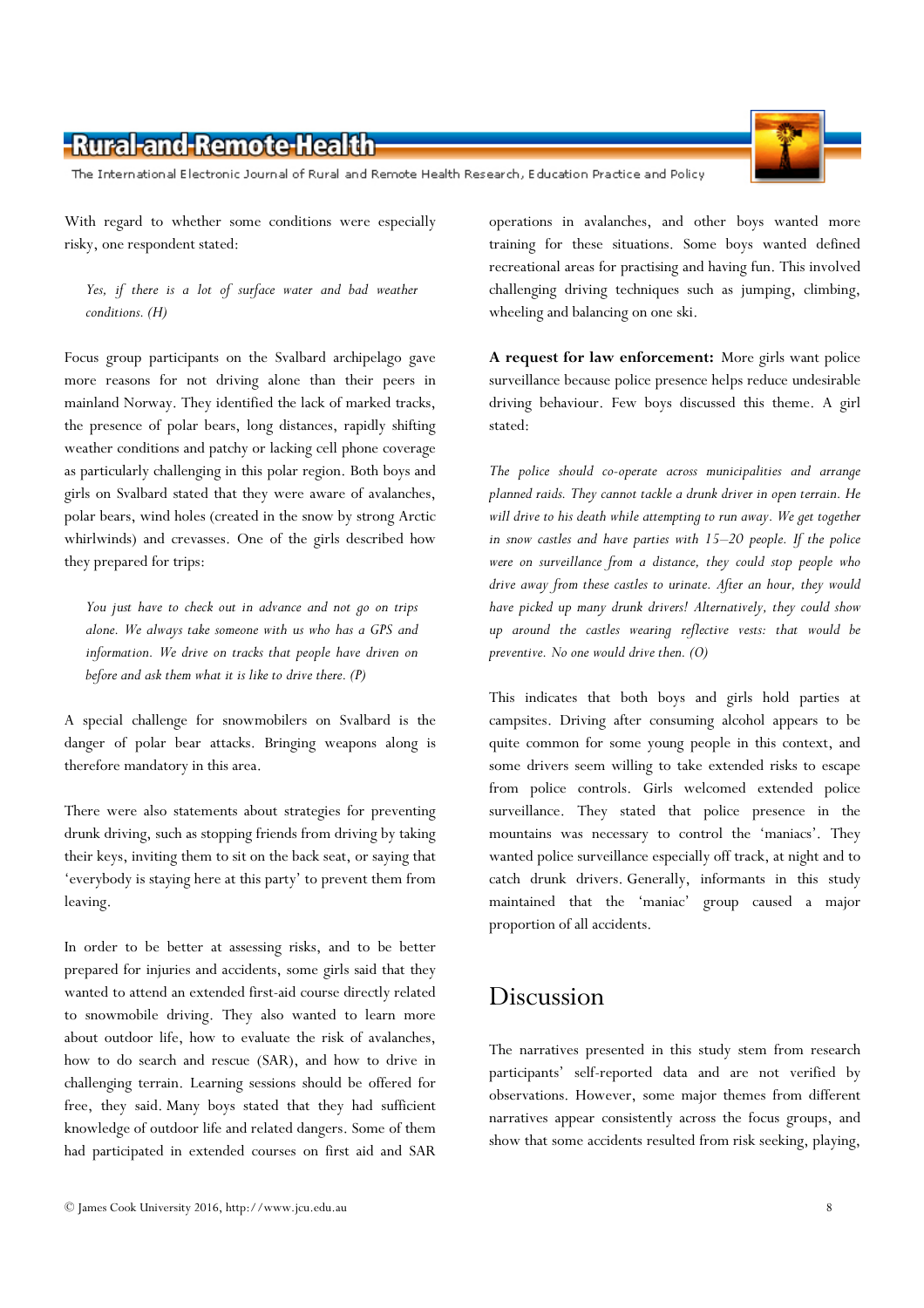With regard to whether some conditions were especially risky, one respondent stated:

> *Yes, if there is a lot of surface water and bad weather conditions. (H)*

Focus group participants on the Svalbard archipelago gave more reasons for not driving alone than their peers in mainland Norway. They identified the lack of marked tracks, the presence of polar bears, long distances, rapidly shifting weather conditions and patchy or lacking cell phone coverage as particularly challenging in this polar region. Both boys and girls on Svalbard stated that they were aware of avalanches, polar bears, wind holes (created in the snow by strong Arctic whirlwinds) and crevasses. One of the girls described how they prepared for trips:

> *You just have to check out in advance and not go on trips alone. We always take someone with us who has a GPS and information. We drive on tracks that people have driven on before and ask them what it is like to drive there. (P)*

A special challenge for snowmobilers on Svalbard is the danger of polar bear attacks. Bringing weapons along is therefore mandatory in this area.

There were also statements about strategies for preventing drunk driving, such as stopping friends from driving by taking their keys, inviting them to sit on the back seat, or saying that 'everybody is staying here at this party' to prevent them from leaving.

In order to be better at assessing risks, and to be better prepared for injuries and accidents, some girls said that they wanted to attend an extended first-aid course directly related to snowmobile driving. They also wanted to learn more about outdoor life, how to evaluate the risk of avalanches, how to do search and rescue (SAR), and how to drive in challenging terrain. Learning sessions should be offered for free, they said. Many boys stated that they had sufficient knowledge of outdoor life and related dangers. Some of them had participated in extended courses on first aid and SAR operations in avalanches, and other boys wanted more training for these situations. Some boys wanted defined recreational areas for practising and having fun. This involved challenging driving techniques such as jumping, climbing, wheeling and balancing on one ski.

**A request for law enforcement:** More girls want police surveillance because police presence helps reduce undesirable driving behaviour. Few boys discussed this theme. A girl stated:

> *The police should co-operate across municipalities and arrange planned raids. They cannot tackle a drunk driver in open terrain. He will drive to his death while attempting to run away. We get together in snow castles and have parties with 15–20 people. If the police were on surveillance from a distance, they could stop people who drive away from these castles to urinate. After an hour, they would have picked up many drunk drivers! Alternatively, they could show up around the castles wearing reflective vests: that would be preventive. No one would drive then. (O)*

This indicates that both boys and girls hold parties at campsites. Driving after consuming alcohol appears to be quite common for some young people in this context, and some drivers seem willing to take extended risks to escape from police controls. Girls welcomed extended police surveillance. They stated that police presence in the mountains was necessary to control the 'maniacs'. They wanted police surveillance especially off track, at night and to catch drunk drivers. Generally, informants in this study maintained that the 'maniac' group caused a major proportion of all accidents.

# Discussion

The narratives presented in this study stem from research participants' self-reported data and are not verified by observations. However, some major themes from different narratives appear consistently across the focus groups, and show that some accidents resulted from risk seeking, playing,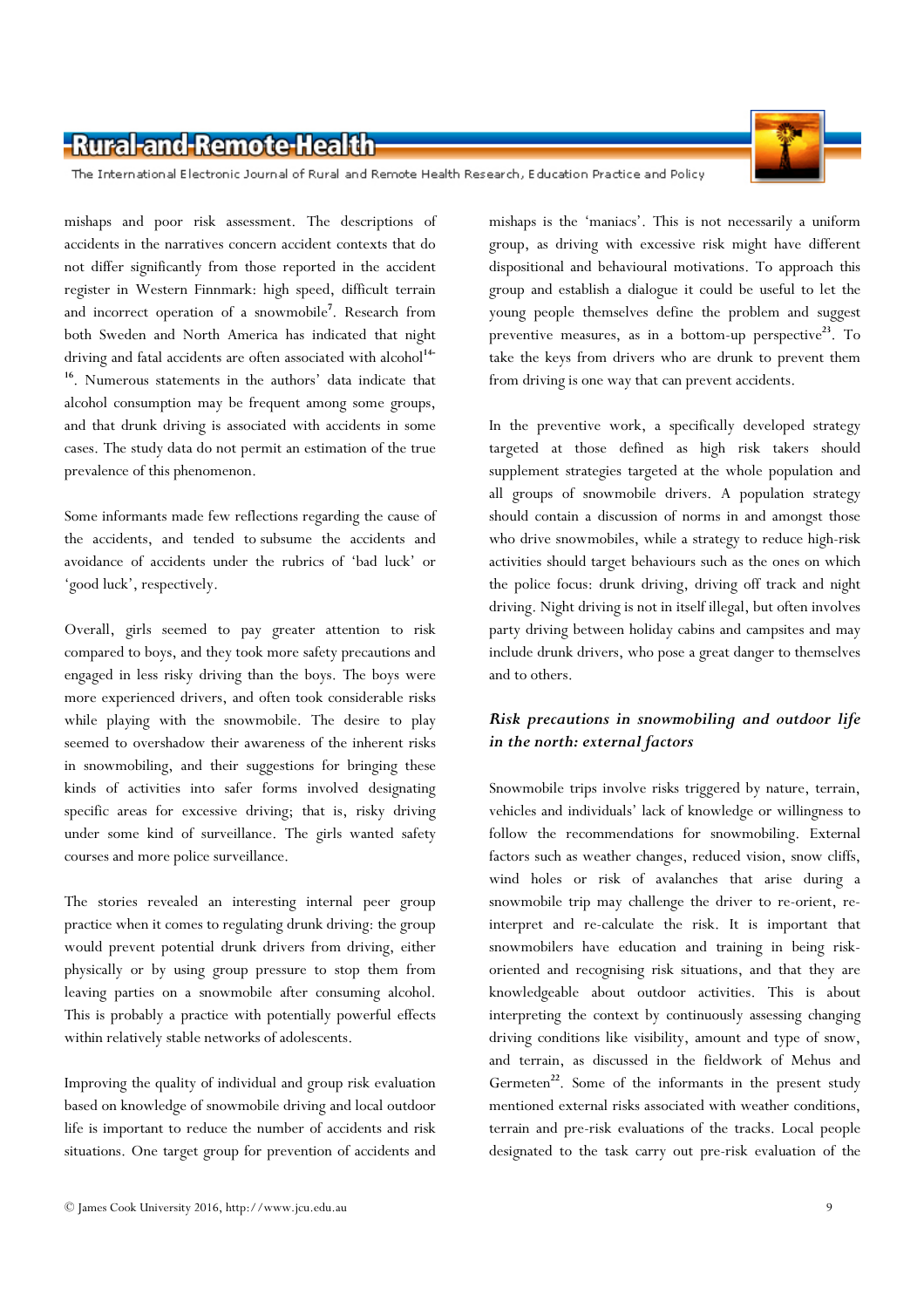mishaps and poor risk assessment. The descriptions of accidents in the narratives concern accident contexts that do not differ significantly from those reported in the accident register in Western Finnmark: high speed, difficult terrain and incorrect operation of a snowmobile[7]. Research from both Sweden and North America has indicated that night driving and fatal accidents are often associated with alcohol[14-16]. Numerous statements in the authors' data indicate that alcohol consumption may be frequent among some groups, and that drunk driving is associated with accidents in some cases. The study data do not permit an estimation of the true prevalence of this phenomenon.

Some informants made few reflections regarding the cause of the accidents, and tended to subsume the accidents and avoidance of accidents under the rubrics of 'bad luck' or 'good luck', respectively.

Overall, girls seemed to pay greater attention to risk compared to boys, and they took more safety precautions and engaged in less risky driving than the boys. The boys were more experienced drivers, and often took considerable risks while playing with the snowmobile. The desire to play seemed to overshadow their awareness of the inherent risks in snowmobiling, and their suggestions for bringing these kinds of activities into safer forms involved designating specific areas for excessive driving; that is, risky driving under some kind of surveillance. The girls wanted safety courses and more police surveillance.

The stories revealed an interesting internal peer group practice when it comes to regulating drunk driving: the group would prevent potential drunk drivers from driving, either physically or by using group pressure to stop them from leaving parties on a snowmobile after consuming alcohol. This is probably a practice with potentially powerful effects within relatively stable networks of adolescents.

Improving the quality of individual and group risk evaluation based on knowledge of snowmobile driving and local outdoor life is important to reduce the number of accidents and risk situations. One target group for prevention of accidents and mishaps is the 'maniacs'. This is not necessarily a uniform group, as driving with excessive risk might have different dispositional and behavioural motivations. To approach this group and establish a dialogue it could be useful to let the young people themselves define the problem and suggest preventive measures, as in a bottom-up perspective[23]. To take the keys from drivers who are drunk to prevent them from driving is one way that can prevent accidents.

In the preventive work, a specifically developed strategy targeted at those defined as high risk takers should supplement strategies targeted at the whole population and all groups of snowmobile drivers. A population strategy should contain a discussion of norms in and amongst those who drive snowmobiles, while a strategy to reduce high-risk activities should target behaviours such as the ones on which the police focus: drunk driving, driving off track and night driving. Night driving is not in itself illegal, but often involves party driving between holiday cabins and campsites and may include drunk drivers, who pose a great danger to themselves and to others.

### *Risk precautions in snowmobiling and outdoor life in the north: external factors*

Snowmobile trips involve risks triggered by nature, terrain, vehicles and individuals' lack of knowledge or willingness to follow the recommendations for snowmobiling. External factors such as weather changes, reduced vision, snow cliffs, wind holes or risk of avalanches that arise during a snowmobile trip may challenge the driver to re-orient, re-interpret and re-calculate the risk. It is important that snowmobilers have education and training in being risk-oriented and recognising risk situations, and that they are knowledgeable about outdoor activities. This is about interpreting the context by continuously assessing changing driving conditions like visibility, amount and type of snow, and terrain, as discussed in the fieldwork of Mehus and Germeten[22]. Some of the informants in the present study mentioned external risks associated with weather conditions, terrain and pre-risk evaluations of the tracks. Local people designated to the task carry out pre-risk evaluation of the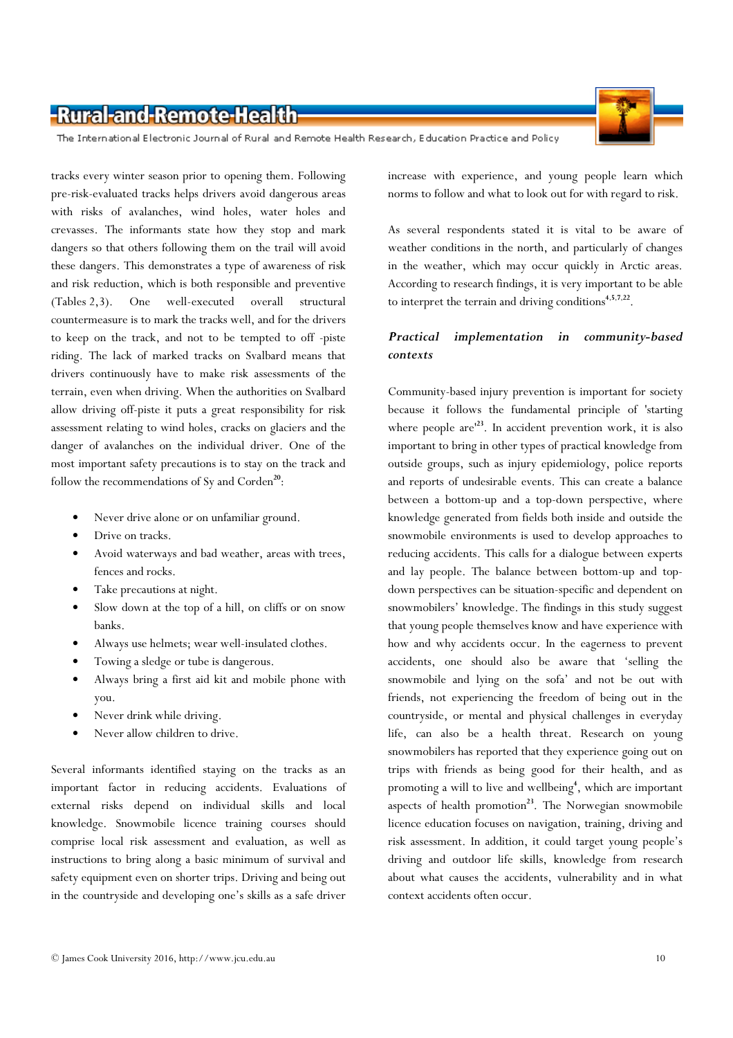tracks every winter season prior to opening them. Following pre-risk-evaluated tracks helps drivers avoid dangerous areas with risks of avalanches, wind holes, water holes and crevasses. The informants state how they stop and mark dangers so that others following them on the trail will avoid these dangers. This demonstrates a type of awareness of risk and risk reduction, which is both responsible and preventive (Tables 2,3). One well-executed overall structural countermeasure is to mark the tracks well, and for the drivers to keep on the track, and not to be tempted to off -piste riding. The lack of marked tracks on Svalbard means that drivers continuously have to make risk assessments of the terrain, even when driving. When the authorities on Svalbard allow driving off-piste it puts a great responsibility for risk assessment relating to wind holes, cracks on glaciers and the danger of avalanches on the individual driver. One of the most important safety precautions is to stay on the track and follow the recommendations of Sy and Corden[20]:

- Never drive alone or on unfamiliar ground.
- Drive on tracks.
- Avoid waterways and bad weather, areas with trees, fences and rocks.
- Take precautions at night.
- Slow down at the top of a hill, on cliffs or on snow banks.
- Always use helmets; wear well-insulated clothes.
- Towing a sledge or tube is dangerous.
- Always bring a first aid kit and mobile phone with you.
- Never drink while driving.
- Never allow children to drive.

Several informants identified staying on the tracks as an important factor in reducing accidents. Evaluations of external risks depend on individual skills and local knowledge. Snowmobile licence training courses should comprise local risk assessment and evaluation, as well as instructions to bring along a basic minimum of survival and safety equipment even on shorter trips. Driving and being out in the countryside and developing one's skills as a safe driver increase with experience, and young people learn which norms to follow and what to look out for with regard to risk.

As several respondents stated it is vital to be aware of weather conditions in the north, and particularly of changes in the weather, which may occur quickly in Arctic areas. According to research findings, it is very important to be able to interpret the terrain and driving conditions[4,5,7,22].

### *Practical implementation in community-based contexts*

Community-based injury prevention is important for society because it follows the fundamental principle of 'starting where people are'[23]. In accident prevention work, it is also important to bring in other types of practical knowledge from outside groups, such as injury epidemiology, police reports and reports of undesirable events. This can create a balance between a bottom-up and a top-down perspective, where knowledge generated from fields both inside and outside the snowmobile environments is used to develop approaches to reducing accidents. This calls for a dialogue between experts and lay people. The balance between bottom-up and top-down perspectives can be situation-specific and dependent on snowmobilers' knowledge. The findings in this study suggest that young people themselves know and have experience with how and why accidents occur. In the eagerness to prevent accidents, one should also be aware that 'selling the snowmobile and lying on the sofa' and not be out with friends, not experiencing the freedom of being out in the countryside, or mental and physical challenges in everyday life, can also be a health threat. Research on young snowmobilers has reported that they experience going out on trips with friends as being good for their health, and as promoting a will to live and wellbeing[4], which are important aspects of health promotion[23]. The Norwegian snowmobile licence education focuses on navigation, training, driving and risk assessment. In addition, it could target young people's driving and outdoor life skills, knowledge from research about what causes the accidents, vulnerability and in what context accidents often occur.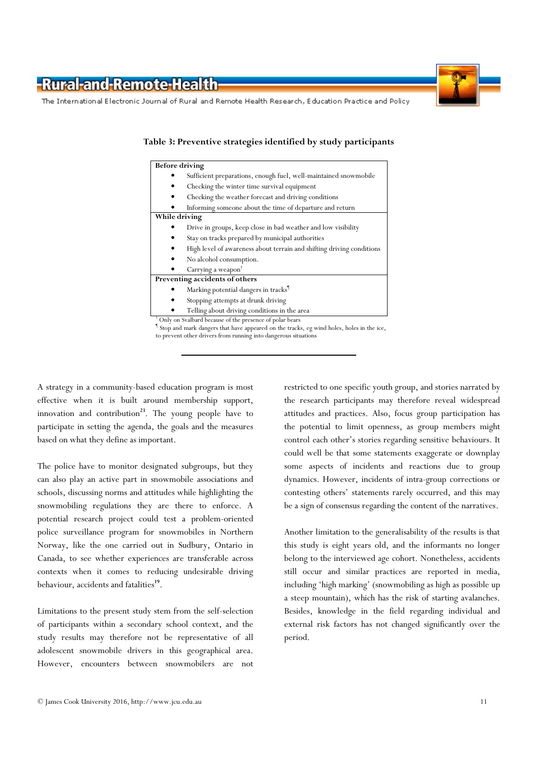**Table 3: Preventive strategies identified by study participants**

| **Before driving** |
|---|
| • Sufficient preparations, enough fuel, well-maintained snowmobile |
| • Checking the winter time survival equipment |
| • Checking the weather forecast and driving conditions |
| • Informing someone about the time of departure and return |
| **While driving** |
| • Drive in groups, keep close in bad weather and low visibility |
| • Stay on tracks prepared by municipal authorities |
| • High level of awareness about terrain and shifting driving conditions |
| • No alcohol consumption. |
| • Carrying a weapon[†] |
| **Preventing accidents of others** |
| • Marking potential dangers in tracks[¶] |
| • Stopping attempts at drunk driving |
| • Telling about driving conditions in the area |

[†] Only on Svalbard because of the presence of polar bears
[¶] Stop and mark dangers that have appeared on the tracks, eg wind holes, holes in the ice, to prevent other drivers from running into dangerous situations

A strategy in a community-based education program is most effective when it is built around membership support, innovation and contribution[23]. The young people have to participate in setting the agenda, the goals and the measures based on what they define as important.

The police have to monitor designated subgroups, but they can also play an active part in snowmobile associations and schools, discussing norms and attitudes while highlighting the snowmobiling regulations they are there to enforce. A potential research project could test a problem-oriented police surveillance program for snowmobiles in Northern Norway, like the one carried out in Sudbury, Ontario in Canada, to see whether experiences are transferable across contexts when it comes to reducing undesirable driving behaviour, accidents and fatalities[19].

Limitations to the present study stem from the self-selection of participants within a secondary school context, and the study results may therefore not be representative of all adolescent snowmobile drivers in this geographical area. However, encounters between snowmobilers are not restricted to one specific youth group, and stories narrated by the research participants may therefore reveal widespread attitudes and practices. Also, focus group participation has the potential to limit openness, as group members might control each other's stories regarding sensitive behaviours. It could well be that some statements exaggerate or downplay some aspects of incidents and reactions due to group dynamics. However, incidents of intra-group corrections or contesting others' statements rarely occurred, and this may be a sign of consensus regarding the content of the narratives.

Another limitation to the generalisability of the results is that this study is eight years old, and the informants no longer belong to the interviewed age cohort. Nonetheless, accidents still occur and similar practices are reported in media, including 'high marking' (snowmobiling as high as possible up a steep mountain), which has the risk of starting avalanches. Besides, knowledge in the field regarding individual and external risk factors has not changed significantly over the period.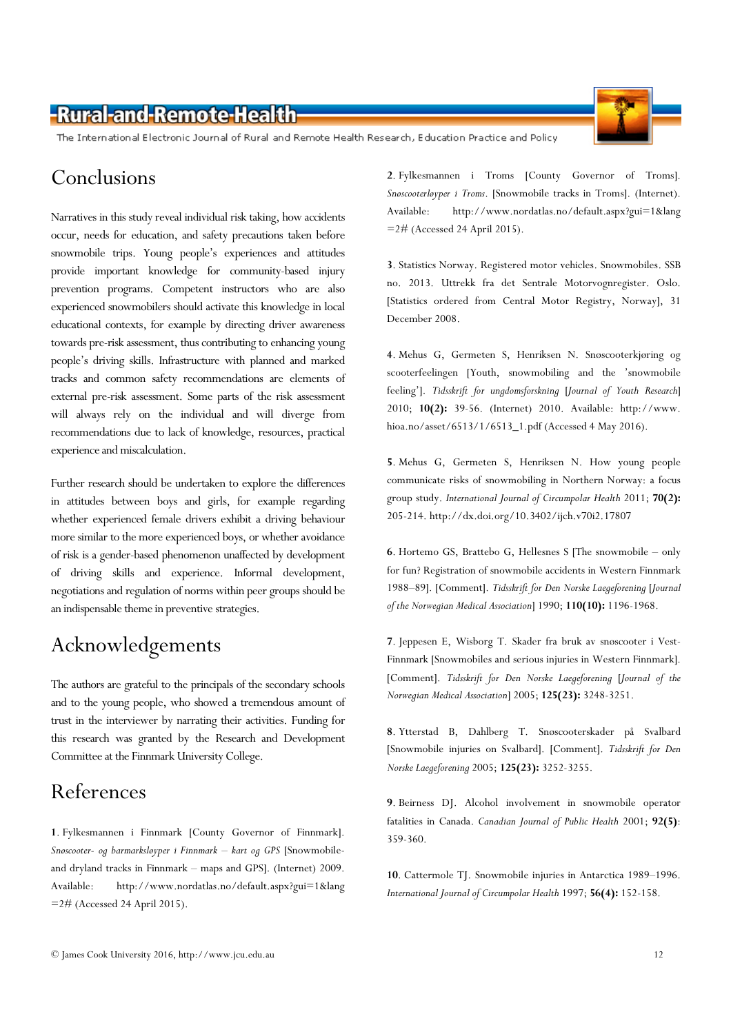## Conclusions

Narratives in this study reveal individual risk taking, how accidents occur, needs for education, and safety precautions taken before snowmobile trips. Young people's experiences and attitudes provide important knowledge for community-based injury prevention programs. Competent instructors who are also experienced snowmobilers should activate this knowledge in local educational contexts, for example by directing driver awareness towards pre-risk assessment, thus contributing to enhancing young people's driving skills. Infrastructure with planned and marked tracks and common safety recommendations are elements of external pre-risk assessment. Some parts of the risk assessment will always rely on the individual and will diverge from recommendations due to lack of knowledge, resources, practical experience and miscalculation.

Further research should be undertaken to explore the differences in attitudes between boys and girls, for example regarding whether experienced female drivers exhibit a driving behaviour more similar to the more experienced boys, or whether avoidance of risk is a gender-based phenomenon unaffected by development of driving skills and experience. Informal development, negotiations and regulation of norms within peer groups should be an indispensable theme in preventive strategies.

## Acknowledgements

The authors are grateful to the principals of the secondary schools and to the young people, who showed a tremendous amount of trust in the interviewer by narrating their activities. Funding for this research was granted by the Research and Development Committee at the Finnmark University College.

## References

**1**. Fylkesmannen i Finnmark [County Governor of Finnmark]. *Snøscooter- og barmarksløyper i Finnmark – kart og GPS* [Snowmobile- and dryland tracks in Finnmark – maps and GPS]. (Internet) 2009. Available: http://www.nordatlas.no/default.aspx?gui=1&lang=2# (Accessed 24 April 2015).

**2**. Fylkesmannen i Troms [County Governor of Troms]. *Snøscooterløyper i Troms*. [Snowmobile tracks in Troms]. (Internet). Available: http://www.nordatlas.no/default.aspx?gui=1&lang=2# (Accessed 24 April 2015).

**3**. Statistics Norway. Registered motor vehicles. Snowmobiles. SSB no. 2013. Uttrekk fra det Sentrale Motorvognregister. Oslo. [Statistics ordered from Central Motor Registry, Norway], 31 December 2008.

**4**. Mehus G, Germeten S, Henriksen N. Snøscooterkjøring og scooterfeelingen [Youth, snowmobiling and the 'snowmobile feeling']. *Tidsskrift for ungdomsforskning* [*Journal of Youth Research*] 2010; **10(2):** 39-56. (Internet) 2010. Available: http://www.hioa.no/asset/6513/1/6513_1.pdf (Accessed 4 May 2016).

**5**. Mehus G, Germeten S, Henriksen N. How young people communicate risks of snowmobiling in Northern Norway: a focus group study. *International Journal of Circumpolar Health* 2011; **70(2):** 205-214. http://dx.doi.org/10.3402/ijch.v70i2.17807

**6**. Hortemo GS, Brattebo G, Hellesnes S [The snowmobile – only for fun? Registration of snowmobile accidents in Western Finnmark 1988–89]. [Comment]. *Tidsskrift for Den Norske Laegeforening* [*Journal of the Norwegian Medical Association*] 1990; **110(10):** 1196-1968.

**7**. Jeppesen E, Wisborg T. Skader fra bruk av snøscooter i Vest-Finnmark [Snowmobiles and serious injuries in Western Finnmark]. [Comment]. *Tidsskrift for Den Norske Laegeforening* [*Journal of the Norwegian Medical Association*] 2005; **125(23):** 3248-3251.

**8**. Ytterstad B, Dahlberg T. Snøscooterskader på Svalbard [Snowmobile injuries on Svalbard]. [Comment]. *Tidsskrift for Den Norske Laegeforening* 2005; **125(23):** 3252-3255.

**9**. Beirness DJ. Alcohol involvement in snowmobile operator fatalities in Canada. *Canadian Journal of Public Health* 2001; **92(5)**: 359-360.

**10**. Cattermole TJ. Snowmobile injuries in Antarctica 1989–1996. *International Journal of Circumpolar Health* 1997; **56(4):** 152-158.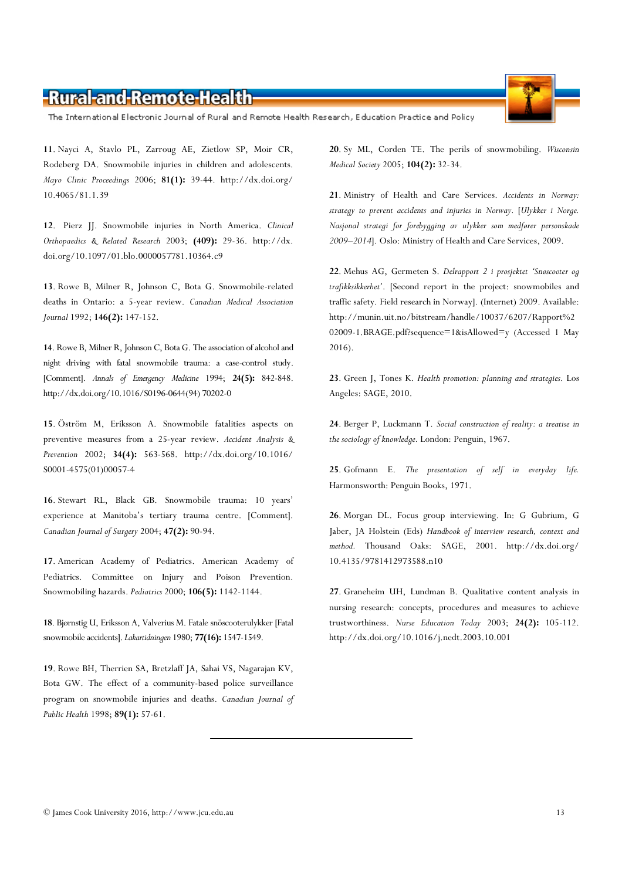**11**. Nayci A, Stavlo PL, Zarroug AE, Zietlow SP, Moir CR, Rodeberg DA. Snowmobile injuries in children and adolescents. *Mayo Clinic Proceedings* 2006; **81(1):** 39-44. http://dx.doi.org/10.4065/81.1.39

**12**. Pierz JJ. Snowmobile injuries in North America. *Clinical Orthopaedics & Related Research* 2003; **(409):** 29-36. http://dx.doi.org/10.1097/01.blo.0000057781.10364.c9

**13**. Rowe B, Milner R, Johnson C, Bota G. Snowmobile-related deaths in Ontario: a 5-year review. *Canadian Medical Association Journal* 1992; **146(2):** 147-152.

**14**. Rowe B, Milner R, Johnson C, Bota G. The association of alcohol and night driving with fatal snowmobile trauma: a case-control study. [Comment]. *Annals of Emergency Medicine* 1994; **24(5):** 842-848. http://dx.doi.org/10.1016/S0196-0644(94) 70202-0

**15**. Öström M, Eriksson A. Snowmobile fatalities aspects on preventive measures from a 25-year review. *Accident Analysis & Prevention* 2002; **34(4):** 563-568. http://dx.doi.org/10.1016/S0001-4575(01)00057-4

**16**. Stewart RL, Black GB. Snowmobile trauma: 10 years' experience at Manitoba's tertiary trauma centre. [Comment]. *Canadian Journal of Surgery* 2004; **47(2):** 90-94.

**17**. American Academy of Pediatrics. American Academy of Pediatrics. Committee on Injury and Poison Prevention. Snowmobiling hazards. *Pediatrics* 2000; **106(5):** 1142-1144.

**18**. Bjørnstig U, Eriksson A, Valverius M. Fatale snöscooterulykker [Fatal snowmobile accidents]. *Lakartidningen* 1980; **77(16):** 1547-1549.

**19**. Rowe BH, Therrien SA, Bretzlaff JA, Sahai VS, Nagarajan KV, Bota GW. The effect of a community-based police surveillance program on snowmobile injuries and deaths. *Canadian Journal of Public Health* 1998; **89(1):** 57-61.

**20**. Sy ML, Corden TE. The perils of snowmobiling. *Wisconsin Medical Society* 2005; **104(2):** 32-34.

**21**. Ministry of Health and Care Services. *Accidents in Norway: strategy to prevent accidents and injuries in Norway*. [*Ulykker i Norge. Nasjonal strategi for forebygging av ulykker som medfører personskade 2009–2014*]. Oslo: Ministry of Health and Care Services, 2009.

**22**. Mehus AG, Germeten S. *Delrapport 2 i prosjektet 'Snøscooter og trafikksikkerhet'*. [Second report in the project: snowmobiles and traffic safety. Field research in Norway]. (Internet) 2009. Available: http://munin.uit.no/bitstream/handle/10037/6207/Rapport%2002009-1.BRAGE.pdf?sequence=1&isAllowed=y (Accessed 1 May 2016).

**23**. Green J, Tones K. *Health promotion: planning and strategies*. Los Angeles: SAGE, 2010.

**24**. Berger P, Luckmann T. *Social construction of reality: a treatise in the sociology of knowledge*. London: Penguin, 1967.

**25**. Gofmann E. *The presentation of self in everyday life*. Harmonsworth: Penguin Books, 1971.

**26**. Morgan DL. Focus group interviewing. In: G Gubrium, G Jaber, JA Holstein (Eds) *Handbook of interview research, context and method*. Thousand Oaks: SAGE, 2001. http://dx.doi.org/10.4135/9781412973588.n10

**27**. Graneheim UH, Lundman B. Qualitative content analysis in nursing research: concepts, procedures and measures to achieve trustworthiness. *Nurse Education Today* 2003; **24(2):** 105-112. http://dx.doi.org/10.1016/j.nedt.2003.10.001